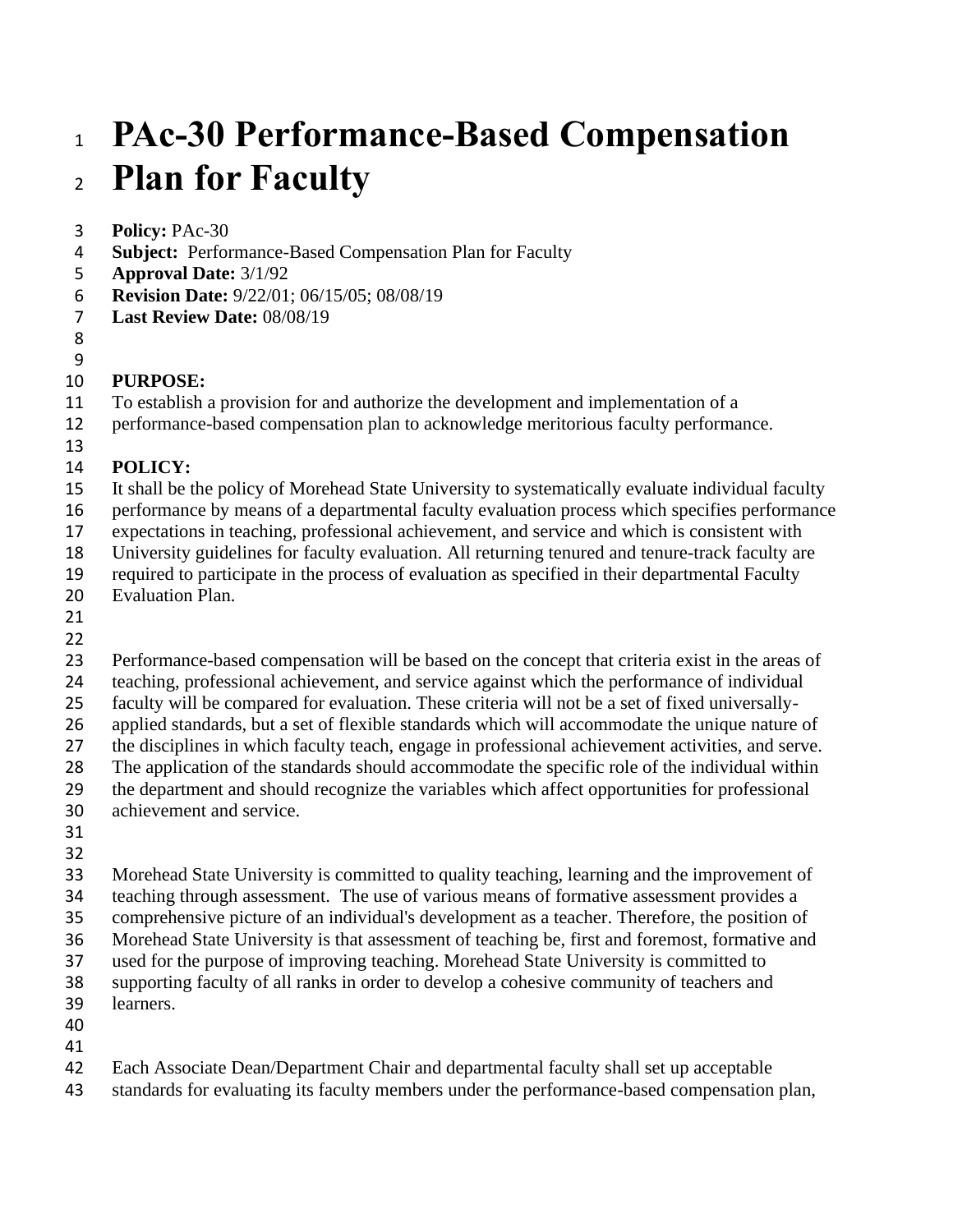# PAc-30 Performance-Based Compensation Plan for Faculty

**Policy:** PAc-30
**Subject:** Performance-Based Compensation Plan for Faculty
**Approval Date:** 3/1/92
**Revision Date:** 9/22/01; 06/15/05; 08/08/19
**Last Review Date:** 08/08/19

**PURPOSE:**
To establish a provision for and authorize the development and implementation of a performance-based compensation plan to acknowledge meritorious faculty performance.

**POLICY:**
It shall be the policy of Morehead State University to systematically evaluate individual faculty performance by means of a departmental faculty evaluation process which specifies performance expectations in teaching, professional achievement, and service and which is consistent with University guidelines for faculty evaluation. All returning tenured and tenure-track faculty are required to participate in the process of evaluation as specified in their departmental Faculty Evaluation Plan.

Performance-based compensation will be based on the concept that criteria exist in the areas of teaching, professional achievement, and service against which the performance of individual faculty will be compared for evaluation. These criteria will not be a set of fixed universally-applied standards, but a set of flexible standards which will accommodate the unique nature of the disciplines in which faculty teach, engage in professional achievement activities, and serve. The application of the standards should accommodate the specific role of the individual within the department and should recognize the variables which affect opportunities for professional achievement and service.

Morehead State University is committed to quality teaching, learning and the improvement of teaching through assessment. The use of various means of formative assessment provides a comprehensive picture of an individual's development as a teacher. Therefore, the position of Morehead State University is that assessment of teaching be, first and foremost, formative and used for the purpose of improving teaching. Morehead State University is committed to supporting faculty of all ranks in order to develop a cohesive community of teachers and learners.

Each Associate Dean/Department Chair and departmental faculty shall set up acceptable standards for evaluating its faculty members under the performance-based compensation plan,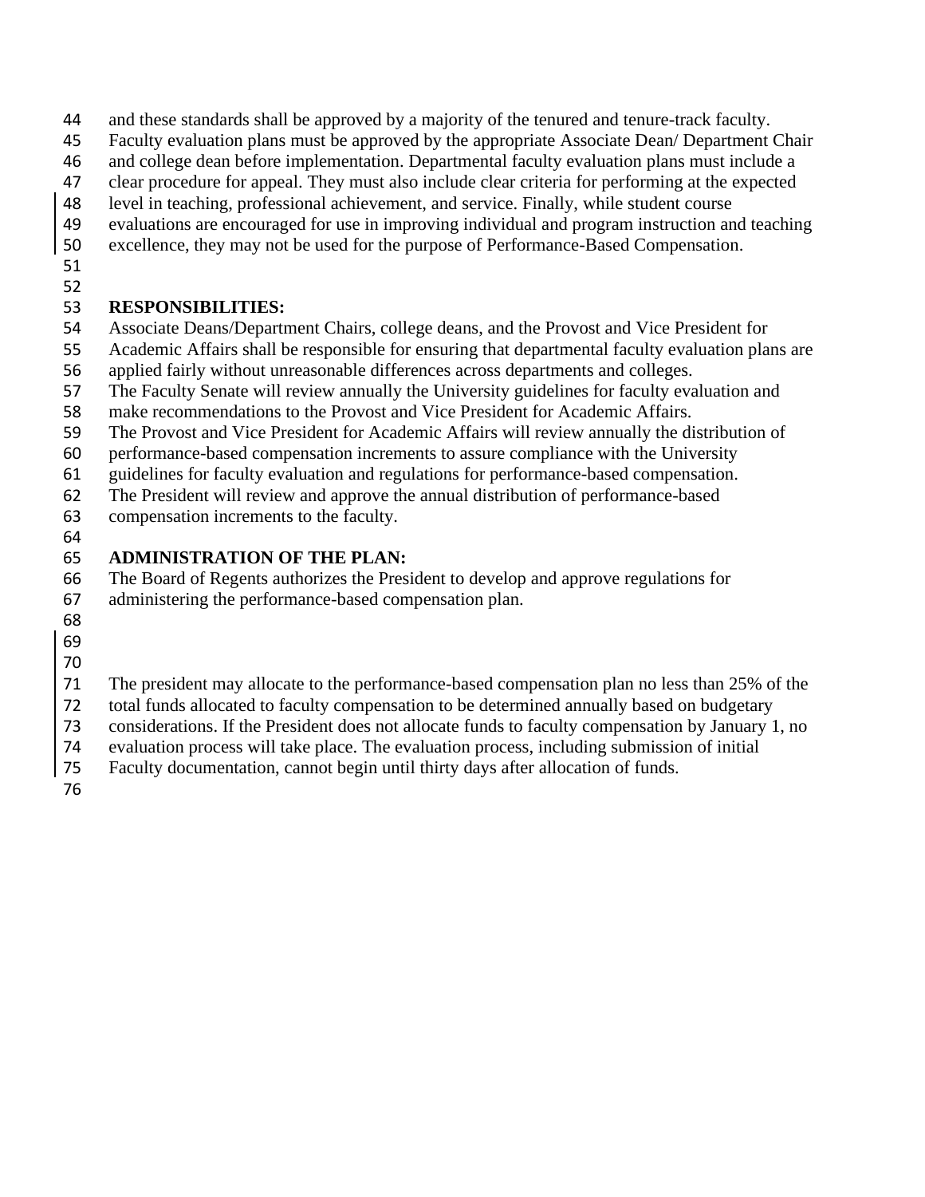and these standards shall be approved by a majority of the tenured and tenure-track faculty. Faculty evaluation plans must be approved by the appropriate Associate Dean/ Department Chair and college dean before implementation. Departmental faculty evaluation plans must include a clear procedure for appeal. They must also include clear criteria for performing at the expected level in teaching, professional achievement, and service. Finally, while student course evaluations are encouraged for use in improving individual and program instruction and teaching excellence, they may not be used for the purpose of Performance-Based Compensation.

**RESPONSIBILITIES:**

Associate Deans/Department Chairs, college deans, and the Provost and Vice President for Academic Affairs shall be responsible for ensuring that departmental faculty evaluation plans are applied fairly without unreasonable differences across departments and colleges.
The Faculty Senate will review annually the University guidelines for faculty evaluation and make recommendations to the Provost and Vice President for Academic Affairs.
The Provost and Vice President for Academic Affairs will review annually the distribution of performance-based compensation increments to assure compliance with the University guidelines for faculty evaluation and regulations for performance-based compensation.
The President will review and approve the annual distribution of performance-based compensation increments to the faculty.

**ADMINISTRATION OF THE PLAN:**

The Board of Regents authorizes the President to develop and approve regulations for administering the performance-based compensation plan.

The president may allocate to the performance-based compensation plan no less than 25% of the total funds allocated to faculty compensation to be determined annually based on budgetary considerations. If the President does not allocate funds to faculty compensation by January 1, no evaluation process will take place. The evaluation process, including submission of initial Faculty documentation, cannot begin until thirty days after allocation of funds.